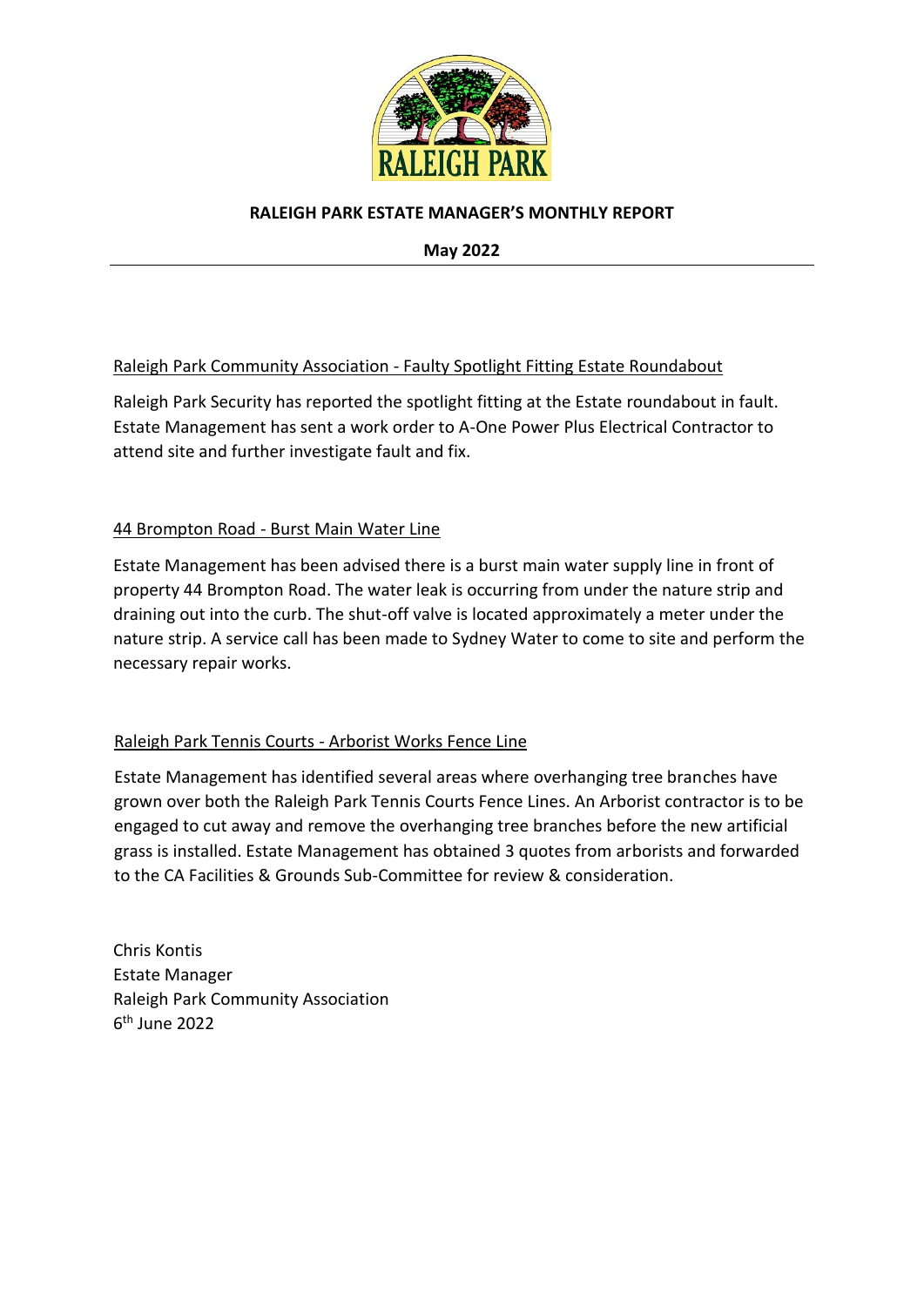RALEIGH PARK

# RALEIGH PARK ESTATE MANAGER'S MONTHLY REPORT

**May 2022**

---

## Raleigh Park Community Association - Faulty Spotlight Fitting Estate Roundabout

Raleigh Park Security has reported the spotlight fitting at the Estate roundabout in fault. Estate Management has sent a work order to A-One Power Plus Electrical Contractor to attend site and further investigate fault and fix.

## 44 Brompton Road - Burst Main Water Line

Estate Management has been advised there is a burst main water supply line in front of property 44 Brompton Road. The water leak is occurring from under the nature strip and draining out into the curb. The shut-off valve is located approximately a meter under the nature strip. A service call has been made to Sydney Water to come to site and perform the necessary repair works.

## Raleigh Park Tennis Courts - Arborist Works Fence Line

Estate Management has identified several areas where overhanging tree branches have grown over both the Raleigh Park Tennis Courts Fence Lines. An Arborist contractor is to be engaged to cut away and remove the overhanging tree branches before the new artificial grass is installed. Estate Management has obtained 3 quotes from arborists and forwarded to the CA Facilities & Grounds Sub-Committee for review & consideration.

Chris Kontis
Estate Manager
Raleigh Park Community Association
6th June 2022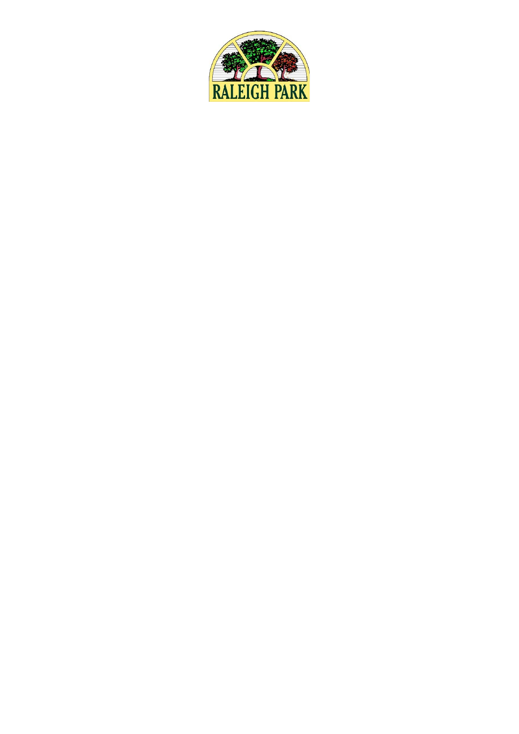RALEIGH PARK